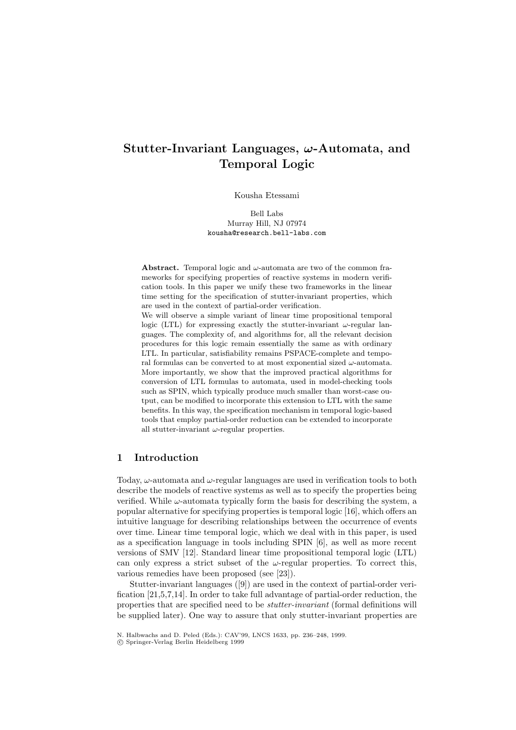# Stutter-Invariant Languages, $\omega$-Automata, and Temporal Logic

Kousha Etessami

Bell Labs
Murray Hill, NJ 07974
kousha@research.bell-labs.com

**Abstract.** Temporal logic and $\omega$-automata are two of the common frameworks for specifying properties of reactive systems in modern verification tools. In this paper we unify these two frameworks in the linear time setting for the specification of stutter-invariant properties, which are used in the context of partial-order verification.

We will observe a simple variant of linear time propositional temporal logic (LTL) for expressing exactly the stutter-invariant $\omega$-regular languages. The complexity of, and algorithms for, all the relevant decision procedures for this logic remain essentially the same as with ordinary LTL. In particular, satisfiability remains PSPACE-complete and temporal formulas can be converted to at most exponential sized $\omega$-automata. More importantly, we show that the improved practical algorithms for conversion of LTL formulas to automata, used in model-checking tools such as SPIN, which typically produce much smaller than worst-case output, can be modified to incorporate this extension to LTL with the same benefits. In this way, the specification mechanism in temporal logic-based tools that employ partial-order reduction can be extended to incorporate all stutter-invariant $\omega$-regular properties.

## 1 Introduction

Today, $\omega$-automata and $\omega$-regular languages are used in verification tools to both describe the models of reactive systems as well as to specify the properties being verified. While $\omega$-automata typically form the basis for describing the system, a popular alternative for specifying properties is temporal logic [16], which offers an intuitive language for describing relationships between the occurrence of events over time. Linear time temporal logic, which we deal with in this paper, is used as a specification language in tools including SPIN [6], as well as more recent versions of SMV [12]. Standard linear time propositional temporal logic (LTL) can only express a strict subset of the $\omega$-regular properties. To correct this, various remedies have been proposed (see [23]).

Stutter-invariant languages ([9]) are used in the context of partial-order verification [21,5,7,14]. In order to take full advantage of partial-order reduction, the properties that are specified need to be *stutter-invariant* (formal definitions will be supplied later). One way to assure that only stutter-invariant properties are

N. Halbwachs and D. Peled (Eds.): CAV'99, LNCS 1633, pp. 236–248, 1999.
© Springer-Verlag Berlin Heidelberg 1999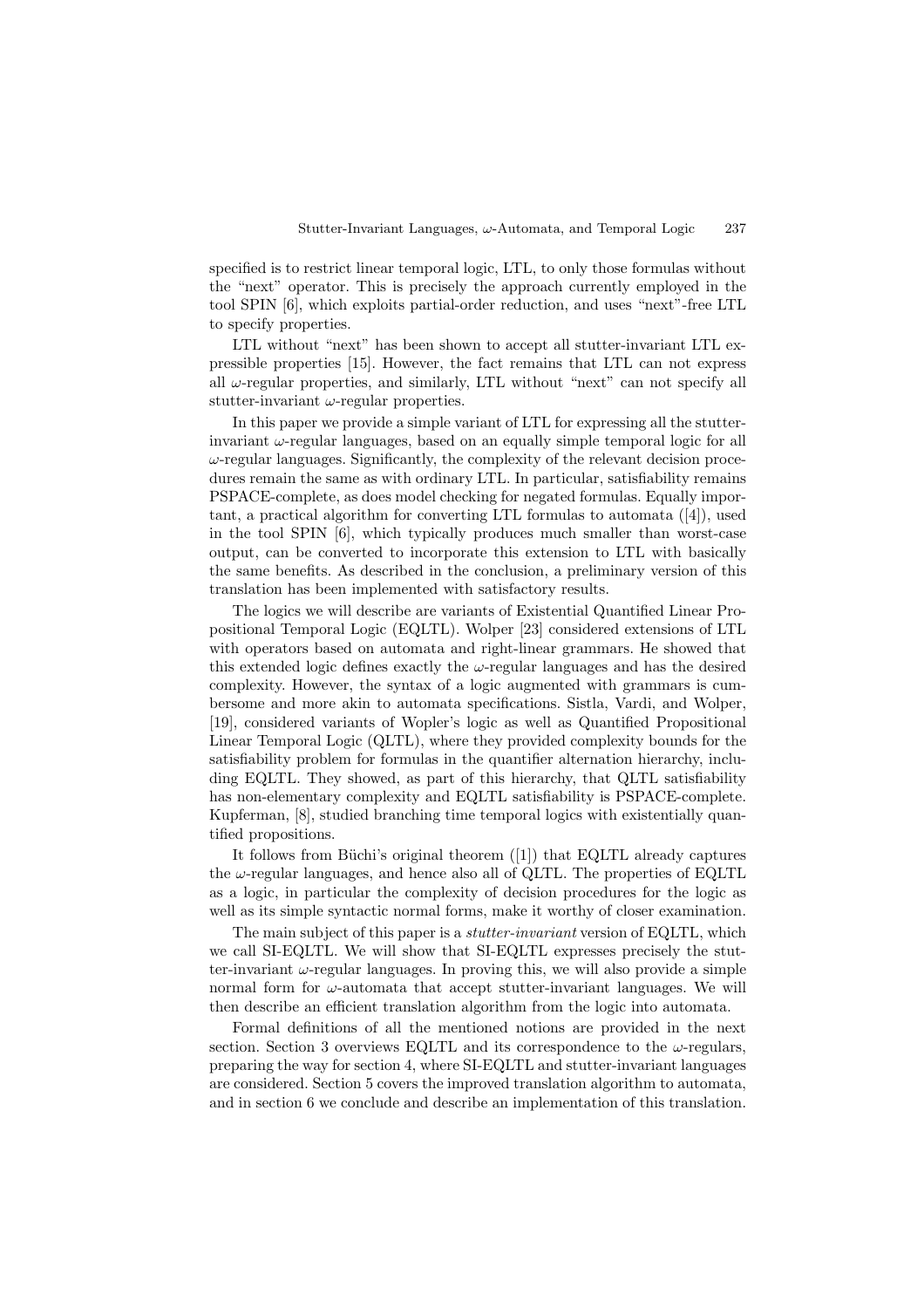specified is to restrict linear temporal logic, LTL, to only those formulas without the "next" operator. This is precisely the approach currently employed in the tool SPIN [6], which exploits partial-order reduction, and uses "next"-free LTL to specify properties.

LTL without "next" has been shown to accept all stutter-invariant LTL expressible properties [15]. However, the fact remains that LTL can not express all $\omega$-regular properties, and similarly, LTL without "next" can not specify all stutter-invariant $\omega$-regular properties.

In this paper we provide a simple variant of LTL for expressing all the stutter-invariant $\omega$-regular languages, based on an equally simple temporal logic for all $\omega$-regular languages. Significantly, the complexity of the relevant decision procedures remain the same as with ordinary LTL. In particular, satisfiability remains PSPACE-complete, as does model checking for negated formulas. Equally important, a practical algorithm for converting LTL formulas to automata ([4]), used in the tool SPIN [6], which typically produces much smaller than worst-case output, can be converted to incorporate this extension to LTL with basically the same benefits. As described in the conclusion, a preliminary version of this translation has been implemented with satisfactory results.

The logics we will describe are variants of Existential Quantified Linear Propositional Temporal Logic (EQLTL). Wolper [23] considered extensions of LTL with operators based on automata and right-linear grammars. He showed that this extended logic defines exactly the $\omega$-regular languages and has the desired complexity. However, the syntax of a logic augmented with grammars is cumbersome and more akin to automata specifications. Sistla, Vardi, and Wolper, [19], considered variants of Wopler's logic as well as Quantified Propositional Linear Temporal Logic (QLTL), where they provided complexity bounds for the satisfiability problem for formulas in the quantifier alternation hierarchy, including EQLTL. They showed, as part of this hierarchy, that QLTL satisfiability has non-elementary complexity and EQLTL satisfiability is PSPACE-complete. Kupferman, [8], studied branching time temporal logics with existentially quantified propositions.

It follows from Büchi's original theorem ([1]) that EQLTL already captures the $\omega$-regular languages, and hence also all of QLTL. The properties of EQLTL as a logic, in particular the complexity of decision procedures for the logic as well as its simple syntactic normal forms, make it worthy of closer examination.

The main subject of this paper is a *stutter-invariant* version of EQLTL, which we call SI-EQLTL. We will show that SI-EQLTL expresses precisely the stutter-invariant $\omega$-regular languages. In proving this, we will also provide a simple normal form for $\omega$-automata that accept stutter-invariant languages. We will then describe an efficient translation algorithm from the logic into automata.

Formal definitions of all the mentioned notions are provided in the next section. Section 3 overviews EQLTL and its correspondence to the $\omega$-regulars, preparing the way for section 4, where SI-EQLTL and stutter-invariant languages are considered. Section 5 covers the improved translation algorithm to automata, and in section 6 we conclude and describe an implementation of this translation.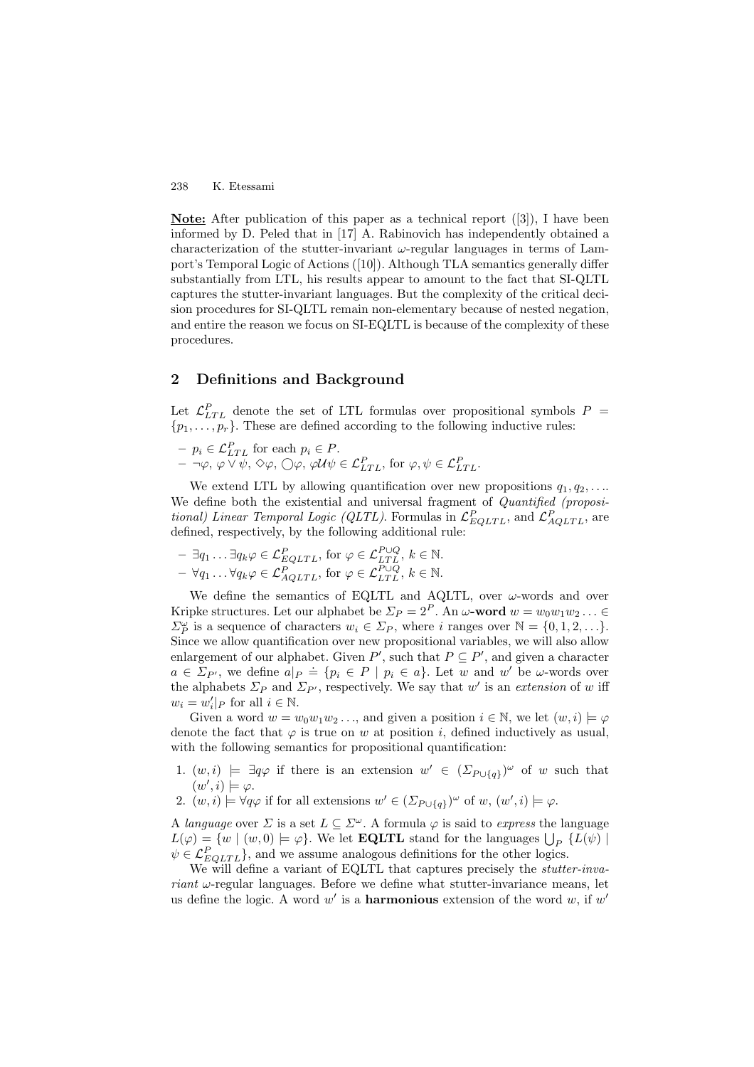**Note:** After publication of this paper as a technical report ([3]), I have been informed by D. Peled that in [17] A. Rabinovich has independently obtained a characterization of the stutter-invariant $\omega$-regular languages in terms of Lamport's Temporal Logic of Actions ([10]). Although TLA semantics generally differ substantially from LTL, his results appear to amount to the fact that SI-QLTL captures the stutter-invariant languages. But the complexity of the critical decision procedures for SI-QLTL remain non-elementary because of nested negation, and entire the reason we focus on SI-EQLTL is because of the complexity of these procedures.

## 2 Definitions and Background

Let $\mathcal{L}^P_{LTL}$ denote the set of LTL formulas over propositional symbols $P = \{p_1, \ldots, p_r\}$. These are defined according to the following inductive rules:

- $p_i \in \mathcal{L}^P_{LTL}$ for each $p_i \in P$.
- $\neg\varphi$, $\varphi \vee \psi$, $\Diamond\varphi$, $\bigcirc\varphi$, $\varphi \mathcal{U} \psi \in \mathcal{L}^P_{LTL}$, for $\varphi, \psi \in \mathcal{L}^P_{LTL}$.

We extend LTL by allowing quantification over new propositions $q_1, q_2, \ldots$. We define both the existential and universal fragment of *Quantified (propositional) Linear Temporal Logic (QLTL)*. Formulas in $\mathcal{L}^P_{EQLTL}$, and $\mathcal{L}^P_{AQLTL}$, are defined, respectively, by the following additional rule:

- $\exists q_1 \ldots \exists q_k \varphi \in \mathcal{L}^P_{EQLTL}$, for $\varphi \in \mathcal{L}^{P \cup Q}_{LTL}$, $k \in \mathbb{N}$.
- $\forall q_1 \ldots \forall q_k \varphi \in \mathcal{L}^P_{AQLTL}$, for $\varphi \in \mathcal{L}^{P \cup Q}_{LTL}$, $k \in \mathbb{N}$.

We define the semantics of EQLTL and AQLTL, over $\omega$-words and over Kripke structures. Let our alphabet be $\Sigma_P = 2^P$. An $\omega$**-word** $w = w_0 w_1 w_2 \ldots \in \Sigma_P^\omega$ is a sequence of characters $w_i \in \Sigma_P$, where $i$ ranges over $\mathbb{N} = \{0, 1, 2, \ldots\}$. Since we allow quantification over new propositional variables, we will also allow enlargement of our alphabet. Given $P'$, such that $P \subseteq P'$, and given a character $a \in \Sigma_{P'}$, we define $a|_P \doteq \{p_i \in P \mid p_i \in a\}$. Let $w$ and $w'$ be $\omega$-words over the alphabets $\Sigma_P$ and $\Sigma_{P'}$, respectively. We say that $w'$ is an *extension* of $w$ iff $w_i = w'_i|_P$ for all $i \in \mathbb{N}$.

Given a word $w = w_0 w_1 w_2 \ldots$, and given a position $i \in \mathbb{N}$, we let $(w, i) \models \varphi$ denote the fact that $\varphi$ is true on $w$ at position $i$, defined inductively as usual, with the following semantics for propositional quantification:

1. $(w, i) \models \exists q \varphi$ if there is an extension $w' \in (\Sigma_{P \cup \{q\}})^\omega$ of $w$ such that $(w', i) \models \varphi$.
2. $(w, i) \models \forall q \varphi$ if for all extensions $w' \in (\Sigma_{P \cup \{q\}})^\omega$ of $w$, $(w', i) \models \varphi$.

A *language* over $\Sigma$ is a set $L \subseteq \Sigma^\omega$. A formula $\varphi$ is said to *express* the language $L(\varphi) = \{w \mid (w, 0) \models \varphi\}$. We let **EQLTL** stand for the languages $\bigcup_P \{L(\psi) \mid \psi \in \mathcal{L}^P_{EQLTL}\}$, and we assume analogous definitions for the other logics.

We will define a variant of EQLTL that captures precisely the *stutter-invariant* $\omega$-regular languages. Before we define what stutter-invariance means, let us define the logic. A word $w'$ is a **harmonious** extension of the word $w$, if $w'$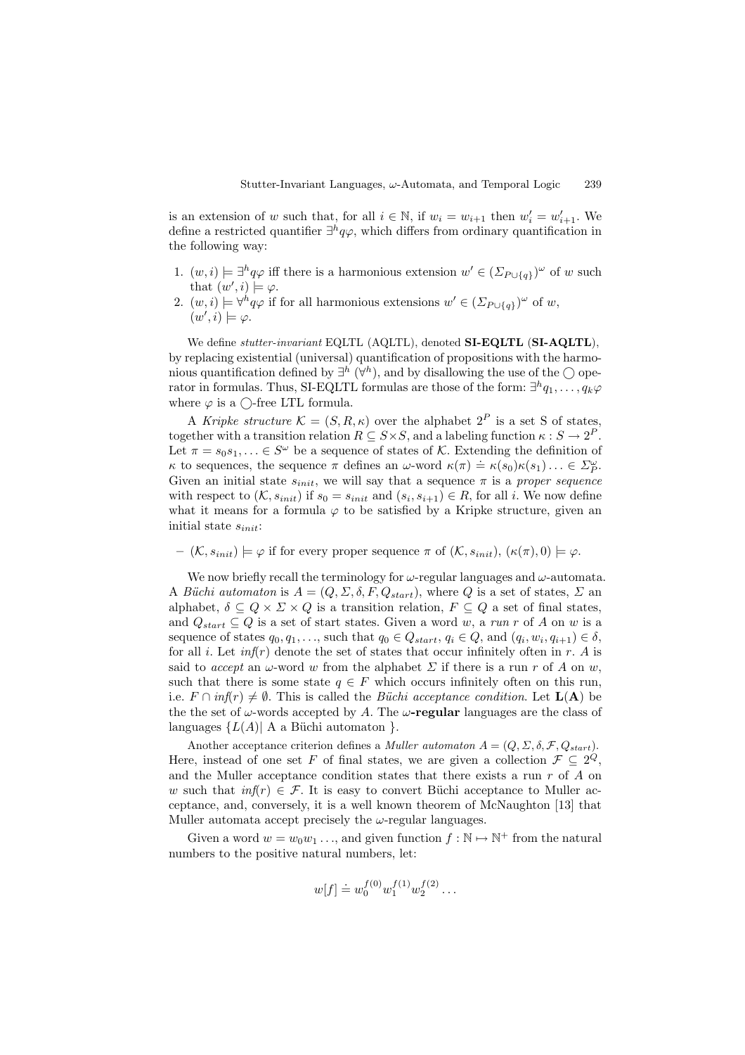is an extension of $w$ such that, for all $i \in \mathbb{N}$, if $w_i = w_{i+1}$ then $w'_i = w'_{i+1}$. We define a restricted quantifier $\exists^h q\varphi$, which differs from ordinary quantification in the following way:

1. $(w, i) \models \exists^h q\varphi$ iff there is a harmonious extension $w' \in (\Sigma_{P\cup\{q\}})^\omega$ of $w$ such that $(w', i) \models \varphi$.
2. $(w, i) \models \forall^h q\varphi$ if for all harmonious extensions $w' \in (\Sigma_{P\cup\{q\}})^\omega$ of $w$, $(w', i) \models \varphi$.

We define *stutter-invariant* EQLTL (AQLTL), denoted **SI-EQLTL** (**SI-AQLTL**), by replacing existential (universal) quantification of propositions with the harmonious quantification defined by $\exists^h$ ($\forall^h$), and by disallowing the use of the $\bigcirc$ operator in formulas. Thus, SI-EQLTL formulas are those of the form: $\exists^h q_1, \ldots, q_k\varphi$ where $\varphi$ is a $\bigcirc$-free LTL formula.

A *Kripke structure* $\mathcal{K} = (S, R, \kappa)$ over the alphabet $2^P$ is a set S of states, together with a transition relation $R \subseteq S \times S$, and a labeling function $\kappa : S \to 2^P$. Let $\pi = s_0 s_1, \ldots \in S^\omega$ be a sequence of states of $\mathcal{K}$. Extending the definition of $\kappa$ to sequences, the sequence $\pi$ defines an $\omega$-word $\kappa(\pi) \doteq \kappa(s_0)\kappa(s_1)\ldots \in \Sigma_P^\omega$. Given an initial state $s_{init}$, we will say that a sequence $\pi$ is a *proper sequence* with respect to $(\mathcal{K}, s_{init})$ if $s_0 = s_{init}$ and $(s_i, s_{i+1}) \in R$, for all $i$. We now define what it means for a formula $\varphi$ to be satisfied by a Kripke structure, given an initial state $s_{init}$:

– $(\mathcal{K}, s_{init}) \models \varphi$ if for every proper sequence $\pi$ of $(\mathcal{K}, s_{init})$, $(\kappa(\pi), 0) \models \varphi$.

We now briefly recall the terminology for $\omega$-regular languages and $\omega$-automata. A *Büchi automaton* is $A = (Q, \Sigma, \delta, F, Q_{start})$, where $Q$ is a set of states, $\Sigma$ an alphabet, $\delta \subseteq Q \times \Sigma \times Q$ is a transition relation, $F \subseteq Q$ a set of final states, and $Q_{start} \subseteq Q$ is a set of start states. Given a word $w$, a *run* $r$ of $A$ on $w$ is a sequence of states $q_0, q_1, \ldots$, such that $q_0 \in Q_{start}$, $q_i \in Q$, and $(q_i, w_i, q_{i+1}) \in \delta$, for all $i$. Let $\mathit{inf}(r)$ denote the set of states that occur infinitely often in $r$. $A$ is said to *accept* an $\omega$-word $w$ from the alphabet $\Sigma$ if there is a run $r$ of $A$ on $w$, such that there is some state $q \in F$ which occurs infinitely often on this run, i.e. $F \cap \mathit{inf}(r) \neq \emptyset$. This is called the *Büchi acceptance condition*. Let $\mathbf{L(A)}$ be the the set of $\omega$-words accepted by $A$. The $\omega$**-regular** languages are the class of languages $\{L(A) |$ A a Büchi automaton $\}$.

Another acceptance criterion defines a *Muller automaton* $A = (Q, \Sigma, \delta, \mathcal{F}, Q_{start})$. Here, instead of one set $F$ of final states, we are given a collection $\mathcal{F} \subseteq 2^Q$, and the Muller acceptance condition states that there exists a run $r$ of $A$ on $w$ such that $\mathit{inf}(r) \in \mathcal{F}$. It is easy to convert Büchi acceptance to Muller acceptance, and, conversely, it is a well known theorem of McNaughton [13] that Muller automata accept precisely the $\omega$-regular languages.

Given a word $w = w_0 w_1 \ldots$, and given function $f : \mathbb{N} \mapsto \mathbb{N}^+$ from the natural numbers to the positive natural numbers, let:

$$w[f] \doteq w_0^{f(0)} w_1^{f(1)} w_2^{f(2)} \ldots$$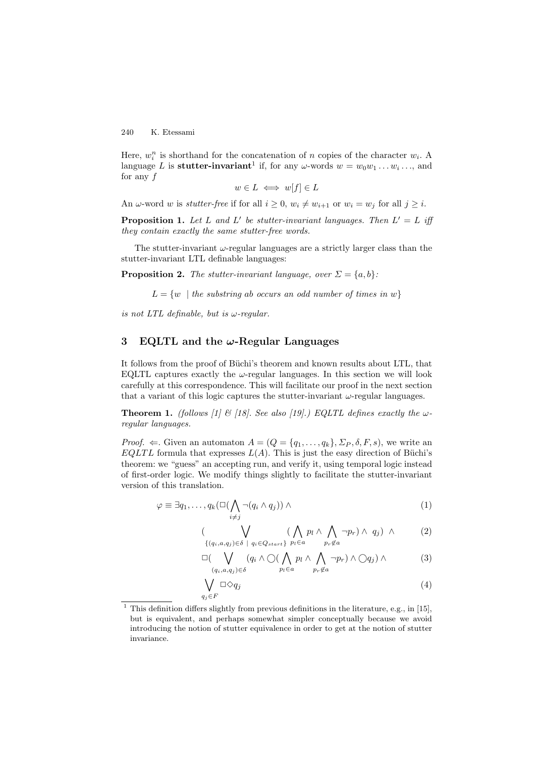Here, $w_i^n$ is shorthand for the concatenation of $n$ copies of the character $w_i$. A language $L$ is **stutter-invariant**[1] if, for any $\omega$-words $w = w_0 w_1 \ldots w_i \ldots$, and for any $f$

$$w \in L \iff w[f] \in L$$

An $\omega$-word $w$ is *stutter-free* if for all $i \geq 0$, $w_i \neq w_{i+1}$ or $w_i = w_j$ for all $j \geq i$.

**Proposition 1.** *Let $L$ and $L'$ be stutter-invariant languages. Then $L' = L$ iff they contain exactly the same stutter-free words.*

The stutter-invariant $\omega$-regular languages are a strictly larger class than the stutter-invariant LTL definable languages:

**Proposition 2.** *The stutter-invariant language, over $\Sigma = \{a, b\}$:*

$$L = \{w \mid \text{the substring } ab \text{ occurs an odd number of times in } w\}$$

*is not LTL definable, but is $\omega$-regular.*

## 3 EQLTL and the $\omega$-Regular Languages

It follows from the proof of Büchi's theorem and known results about LTL, that EQLTL captures exactly the $\omega$-regular languages. In this section we will look carefully at this correspondence. This will facilitate our proof in the next section that a variant of this logic captures the stutter-invariant $\omega$-regular languages.

**Theorem 1.** *(follows [1] & [18]. See also [19].) EQLTL defines exactly the $\omega$-regular languages.*

*Proof.* $\Leftarrow$. Given an automaton $A = (Q = \{q_1, \ldots, q_k\}, \Sigma_P, \delta, F, s)$, we write an $EQLTL$ formula that expresses $L(A)$. This is just the easy direction of Büchi's theorem: we "guess" an accepting run, and verify it, using temporal logic instead of first-order logic. We modify things slightly to facilitate the stutter-invariant version of this translation.

$$\varphi \equiv \exists q_1, \ldots, q_k (\Box (\bigwedge_{i \neq j} \neg (q_i \wedge q_j)) \wedge \tag{1}$$

$$(\bigvee_{\{(q_i,a,q_j) \in \delta \ \mid \ q_i \in Q_{start}\}} (\bigwedge_{p_l \in a} p_l \wedge \bigwedge_{p_r \notin a} \neg p_r) \wedge \ q_j) \ \wedge \tag{2}$$

$$\Box (\bigvee_{(q_i,a,q_j) \in \delta} (q_i \wedge \bigcirc (\bigwedge_{p_l \in a} p_l \wedge \bigwedge_{p_r \notin a} \neg p_r) \wedge \bigcirc q_j) \wedge \tag{3}$$

$$\bigvee_{q_j \in F} \Box \Diamond q_j \tag{4}$$

[1] This definition differs slightly from previous definitions in the literature, e.g., in [15], but is equivalent, and perhaps somewhat simpler conceptually because we avoid introducing the notion of stutter equivalence in order to get at the notion of stutter invariance.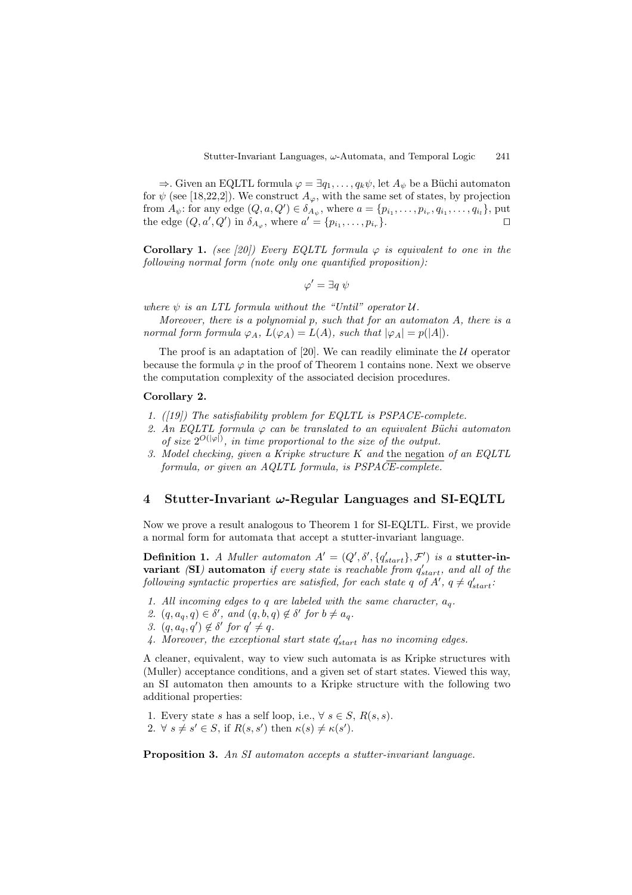$\Rightarrow$. Given an EQLTL formula $\varphi = \exists q_1, \ldots, q_k \psi$, let $A_\psi$ be a Büchi automaton for $\psi$ (see [18,22,2]). We construct $A_\varphi$, with the same set of states, by projection from $A_\psi$: for any edge $(Q, a, Q') \in \delta_{A_\psi}$, where $a = \{p_{i_1}, \ldots, p_{i_r}, q_{i_1}, \ldots, q_{i_l}\}$, put the edge $(Q, a', Q')$ in $\delta_{A_\varphi}$, where $a' = \{p_{i_1}, \ldots, p_{i_r}\}$. ⊓⊔

**Corollary 1.** *(see [20]) Every EQLTL formula $\varphi$ is equivalent to one in the following normal form (note only one quantified proposition):*

$$\varphi' = \exists q \; \psi$$

*where $\psi$ is an LTL formula without the "Until" operator $\mathcal{U}$.*

*Moreover, there is a polynomial $p$, such that for an automaton $A$, there is a normal form formula $\varphi_A$, $L(\varphi_A) = L(A)$, such that $|\varphi_A| = p(|A|)$.*

The proof is an adaptation of [20]. We can readily eliminate the $\mathcal{U}$ operator because the formula $\varphi$ in the proof of Theorem 1 contains none. Next we observe the computation complexity of the associated decision procedures.

**Corollary 2.**

1. *([19]) The satisfiability problem for EQLTL is PSPACE-complete.*
2. *An EQLTL formula $\varphi$ can be translated to an equivalent Büchi automaton of size $2^{O(|\varphi|)}$, in time proportional to the size of the output.*
3. *Model checking, given a Kripke structure $K$ and the negation of an EQLTL formula, or given an AQLTL formula, is PSPACE-complete.*

## 4 Stutter-Invariant ω-Regular Languages and SI-EQLTL

Now we prove a result analogous to Theorem 1 for SI-EQLTL. First, we provide a normal form for automata that accept a stutter-invariant language.

**Definition 1.** *A Muller automaton $A' = (Q', \delta', \{q'_{start}\}, \mathcal{F}')$ is a* **stutter-invariant (SI) automaton** *if every state is reachable from $q'_{start}$, and all of the following syntactic properties are satisfied, for each state $q$ of $A'$, $q \neq q'_{start}$:*

1. *All incoming edges to $q$ are labeled with the same character, $a_q$.*
2. *$(q, a_q, q) \in \delta'$, and $(q, b, q) \notin \delta'$ for $b \neq a_q$.*
3. *$(q, a_q, q') \notin \delta'$ for $q' \neq q$.*
4. *Moreover, the exceptional start state $q'_{start}$ has no incoming edges.*

A cleaner, equivalent, way to view such automata is as Kripke structures with (Muller) acceptance conditions, and a given set of start states. Viewed this way, an SI automaton then amounts to a Kripke structure with the following two additional properties:

1. Every state $s$ has a self loop, i.e., $\forall \; s \in S$, $R(s, s)$.
2. $\forall \; s \neq s' \in S$, if $R(s, s')$ then $\kappa(s) \neq \kappa(s')$.

**Proposition 3.** *An SI automaton accepts a stutter-invariant language.*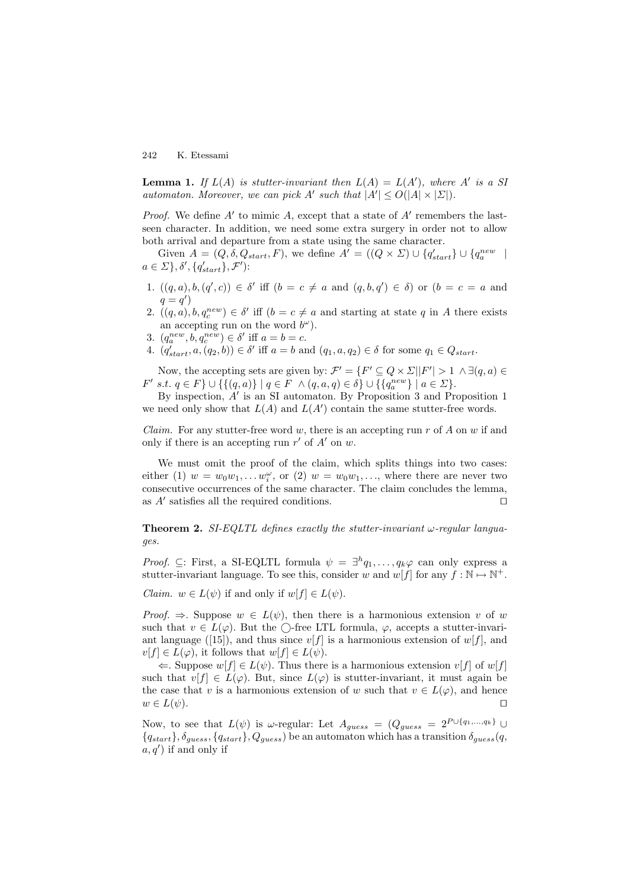**Lemma 1.** *If $L(A)$ is stutter-invariant then $L(A) = L(A')$, where $A'$ is a SI automaton. Moreover, we can pick $A'$ such that $|A'| \leq O(|A| \times |\Sigma|)$.*

*Proof.* We define $A'$ to mimic $A$, except that a state of $A'$ remembers the last-seen character. In addition, we need some extra surgery in order not to allow both arrival and departure from a state using the same character.

Given $A = (Q, \delta, Q_{start}, F)$, we define $A' = ((Q \times \Sigma) \cup \{q'_{start}\} \cup \{q^{new}_a \mid a \in \Sigma\}, \delta', \{q'_{start}\}, \mathcal{F}')$:

1. $((q,a), b, (q', c)) \in \delta'$ iff ($b = c \neq a$ and $(q, b, q') \in \delta$) or ($b = c = a$ and $q = q'$)
2. $((q,a), b, q^{new}_c) \in \delta'$ iff ($b = c \neq a$ and starting at state $q$ in $A$ there exists an accepting run on the word $b^\omega$).
3. $(q^{new}_a, b, q^{new}_c) \in \delta'$ iff $a = b = c$.
4. $(q'_{start}, a, (q_2, b)) \in \delta'$ iff $a = b$ and $(q_1, a, q_2) \in \delta$ for some $q_1 \in Q_{start}$.

Now, the accepting sets are given by: $\mathcal{F}' = \{F' \subseteq Q \times \Sigma \mid |F'| > 1 \ \wedge \exists (q,a) \in F' \ s.t. \ q \in F\} \cup \{\{(q,a)\} \mid q \in F \ \wedge (q,a,q) \in \delta\} \cup \{\{q^{new}_a\} \mid a \in \Sigma\}$.

By inspection, $A'$ is an SI automaton. By Proposition 3 and Proposition 1 we need only show that $L(A)$ and $L(A')$ contain the same stutter-free words.

*Claim.* For any stutter-free word $w$, there is an accepting run $r$ of $A$ on $w$ if and only if there is an accepting run $r'$ of $A'$ on $w$.

We must omit the proof of the claim, which splits things into two cases: either (1) $w = w_0 w_1, \ldots w_i^\omega$, or (2) $w = w_0 w_1, \ldots$, where there are never two consecutive occurrences of the same character. The claim concludes the lemma, as $A'$ satisfies all the required conditions. $\square$

**Theorem 2.** *SI-EQLTL defines exactly the stutter-invariant $\omega$-regular languages.*

*Proof.* $\subseteq$: First, a SI-EQLTL formula $\psi = \exists^h q_1, \ldots, q_k \varphi$ can only express a stutter-invariant language. To see this, consider $w$ and $w[f]$ for any $f : \mathbb{N} \mapsto \mathbb{N}^+$.

*Claim.* $w \in L(\psi)$ if and only if $w[f] \in L(\psi)$.

*Proof.* $\Rightarrow$. Suppose $w \in L(\psi)$, then there is a harmonious extension $v$ of $w$ such that $v \in L(\varphi)$. But the $\bigcirc$-free LTL formula, $\varphi$, accepts a stutter-invariant language ([15]), and thus since $v[f]$ is a harmonious extension of $w[f]$, and $v[f] \in L(\varphi)$, it follows that $w[f] \in L(\psi)$.

$\Leftarrow$. Suppose $w[f] \in L(\psi)$. Thus there is a harmonious extension $v[f]$ of $w[f]$ such that $v[f] \in L(\varphi)$. But, since $L(\varphi)$ is stutter-invariant, it must again be the case that $v$ is a harmonious extension of $w$ such that $v \in L(\varphi)$, and hence $w \in L(\psi)$. $\square$

Now, to see that $L(\psi)$ is $\omega$-regular: Let $A_{guess} = (Q_{guess} = 2^{P \cup \{q_1, \ldots, q_k\}} \cup \{q_{start}\}, \delta_{guess}, \{q_{start}\}, Q_{guess})$ be an automaton which has a transition $\delta_{guess}(q, a, q')$ if and only if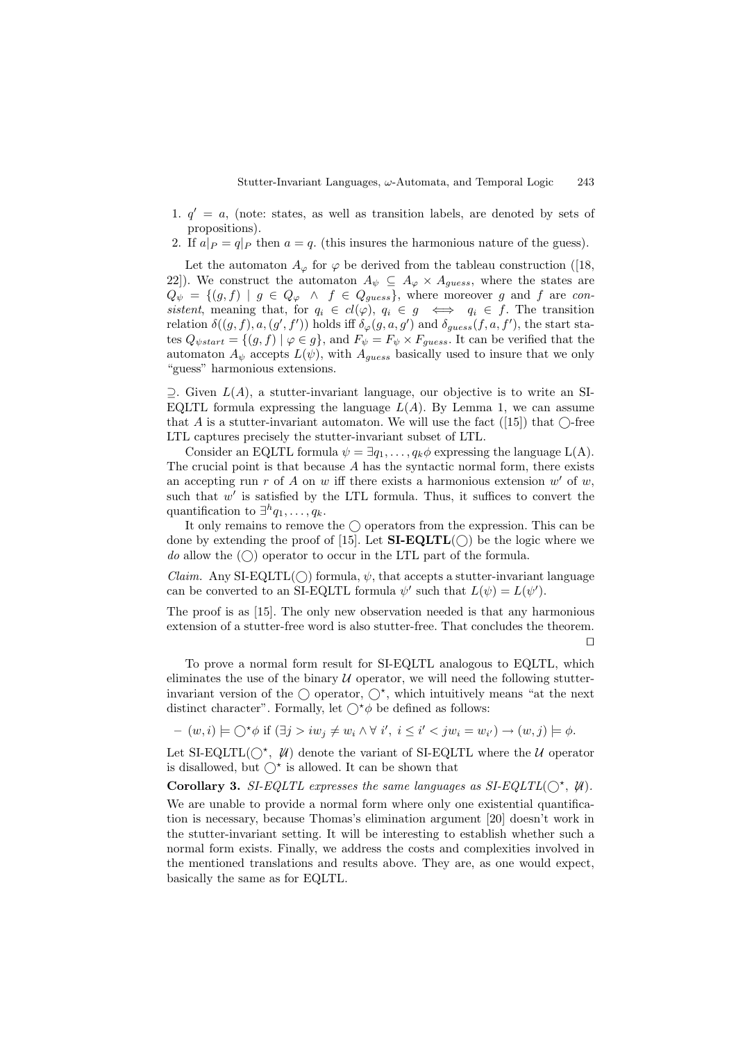1. $q' = a$, (note: states, as well as transition labels, are denoted by sets of propositions).
2. If $a|_P = q|_P$ then $a = q$. (this insures the harmonious nature of the guess).

Let the automaton $A_\varphi$ for $\varphi$ be derived from the tableau construction ([18, 22]). We construct the automaton $A_\psi \subseteq A_\varphi \times A_{guess}$, where the states are $Q_\psi = \{(g, f) \mid g \in Q_\varphi \;\wedge\; f \in Q_{guess}\}$, where moreover $g$ and $f$ are *consistent*, meaning that, for $q_i \in cl(\varphi)$, $q_i \in g \iff q_i \in f$. The transition relation $\delta((g, f), a, (g', f'))$ holds iff $\delta_\varphi(g, a, g')$ and $\delta_{guess}(f, a, f')$, the start states $Q_{\psi start} = \{(g, f) \mid \varphi \in g\}$, and $F_\psi = F_\psi \times F_{guess}$. It can be verified that the automaton $A_\psi$ accepts $L(\psi)$, with $A_{guess}$ basically used to insure that we only "guess" harmonious extensions.

$\supseteq$. Given $L(A)$, a stutter-invariant language, our objective is to write an SI-EQLTL formula expressing the language $L(A)$. By Lemma 1, we can assume that $A$ is a stutter-invariant automaton. We will use the fact ([15]) that $\bigcirc$-free LTL captures precisely the stutter-invariant subset of LTL.

Consider an EQLTL formula $\psi = \exists q_1, \ldots, q_k \phi$ expressing the language L(A). The crucial point is that because $A$ has the syntactic normal form, there exists an accepting run $r$ of $A$ on $w$ iff there exists a harmonious extension $w'$ of $w$, such that $w'$ is satisfied by the LTL formula. Thus, it suffices to convert the quantification to $\exists^h q_1, \ldots, q_k$.

It only remains to remove the $\bigcirc$ operators from the expression. This can be done by extending the proof of [15]. Let **SI-EQLTL**($\bigcirc$) be the logic where we *do* allow the ($\bigcirc$) operator to occur in the LTL part of the formula.

*Claim.* Any SI-EQLTL($\bigcirc$) formula, $\psi$, that accepts a stutter-invariant language can be converted to an SI-EQLTL formula $\psi'$ such that $L(\psi) = L(\psi')$.

The proof is as [15]. The only new observation needed is that any harmonious extension of a stutter-free word is also stutter-free. That concludes the theorem. $\square$

To prove a normal form result for SI-EQLTL analogous to EQLTL, which eliminates the use of the binary $\mathcal{U}$ operator, we will need the following stutter-invariant version of the $\bigcirc$ operator, $\bigcirc^\star$, which intuitively means "at the next distinct character". Formally, let $\bigcirc^\star \phi$ be defined as follows:

– $(w, i) \models \bigcirc^\star \phi$ if $(\exists j > i w_j \neq w_i \wedge \forall\, i',\ i \leq i' < j w_i = w_{i'}) \rightarrow (w, j) \models \phi$.

Let SI-EQLTL($\bigcirc^\star$, $\not{\mathcal{U}}$) denote the variant of SI-EQLTL where the $\mathcal{U}$ operator is disallowed, but $\bigcirc^\star$ is allowed. It can be shown that

**Corollary 3.** *SI-EQLTL expresses the same languages as SI-EQLTL($\bigcirc^\star$, $\not{\mathcal{U}}$).*

We are unable to provide a normal form where only one existential quantification is necessary, because Thomas's elimination argument [20] doesn't work in the stutter-invariant setting. It will be interesting to establish whether such a normal form exists. Finally, we address the costs and complexities involved in the mentioned translations and results above. They are, as one would expect, basically the same as for EQLTL.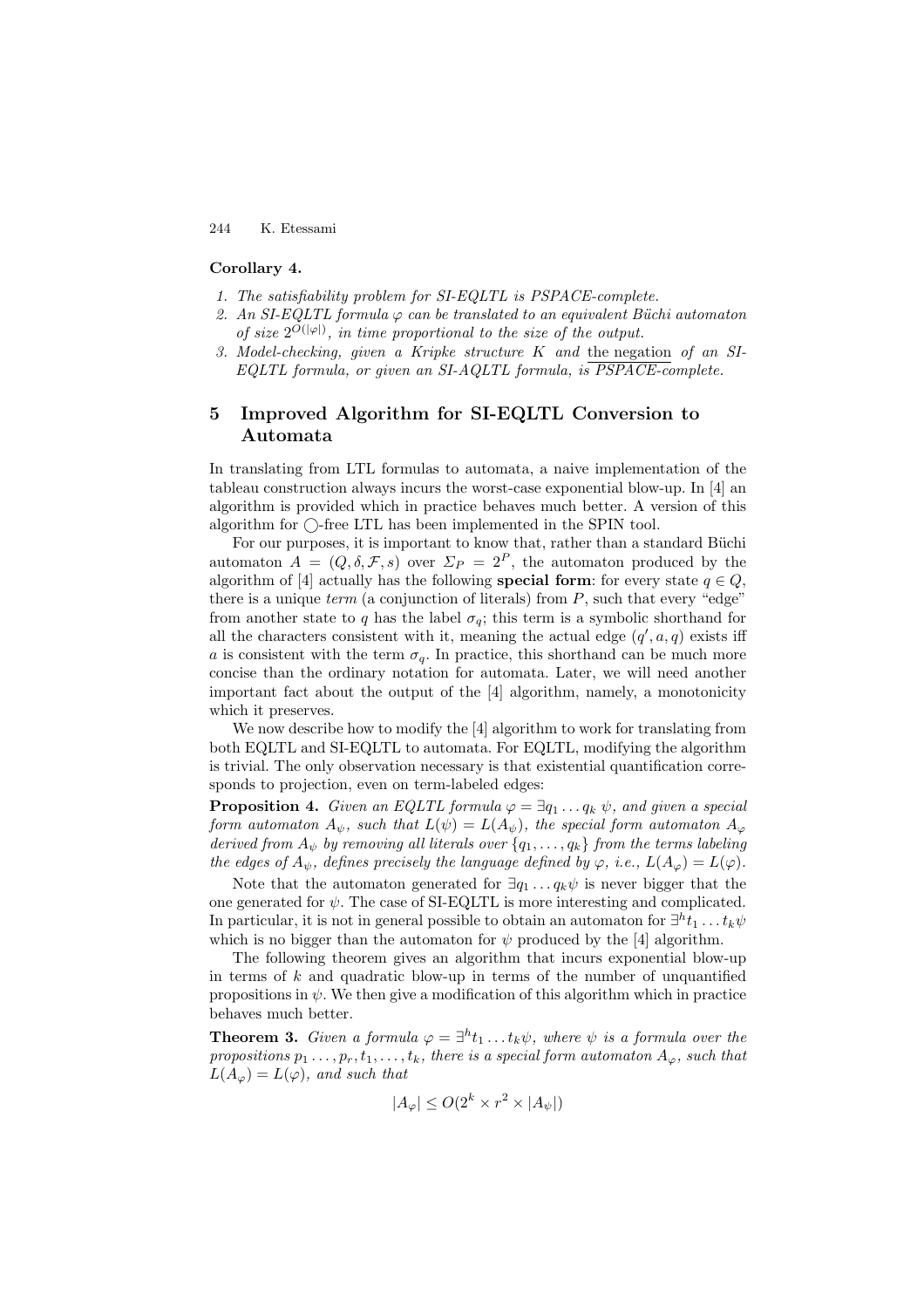**Corollary 4.**

1. *The satisfiability problem for SI-EQLTL is PSPACE-complete.*
2. *An SI-EQLTL formula $\varphi$ can be translated to an equivalent Büchi automaton of size $2^{O(|\varphi|)}$, in time proportional to the size of the output.*
3. *Model-checking, given a Kripke structure $K$ and* <u>the negation</u> *of an SI-EQLTL formula, or given an SI-AQLTL formula, is* <u>PSPACE-complete.</u>

## 5 Improved Algorithm for SI-EQLTL Conversion to Automata

In translating from LTL formulas to automata, a naive implementation of the tableau construction always incurs the worst-case exponential blow-up. In [4] an algorithm is provided which in practice behaves much better. A version of this algorithm for $\bigcirc$-free LTL has been implemented in the SPIN tool.

For our purposes, it is important to know that, rather than a standard Büchi automaton $A = (Q, \delta, \mathcal{F}, s)$ over $\Sigma_P = 2^P$, the automaton produced by the algorithm of [4] actually has the following **special form**: for every state $q \in Q$, there is a unique *term* (a conjunction of literals) from $P$, such that every "edge" from another state to $q$ has the label $\sigma_q$; this term is a symbolic shorthand for all the characters consistent with it, meaning the actual edge $(q', a, q)$ exists iff $a$ is consistent with the term $\sigma_q$. In practice, this shorthand can be much more concise than the ordinary notation for automata. Later, we will need another important fact about the output of the [4] algorithm, namely, a monotonicity which it preserves.

We now describe how to modify the [4] algorithm to work for translating from both EQLTL and SI-EQLTL to automata. For EQLTL, modifying the algorithm is trivial. The only observation necessary is that existential quantification corresponds to projection, even on term-labeled edges:

**Proposition 4.** *Given an EQLTL formula $\varphi = \exists q_1 \ldots q_k \; \psi$, and given a special form automaton $A_\psi$, such that $L(\psi) = L(A_\psi)$, the special form automaton $A_\varphi$ derived from $A_\psi$ by removing all literals over $\{q_1, \ldots, q_k\}$ from the terms labeling the edges of $A_\psi$, defines precisely the language defined by $\varphi$, i.e., $L(A_\varphi) = L(\varphi)$.*

Note that the automaton generated for $\exists q_1 \ldots q_k \psi$ is never bigger that the one generated for $\psi$. The case of SI-EQLTL is more interesting and complicated. In particular, it is not in general possible to obtain an automaton for $\exists^h t_1 \ldots t_k \psi$ which is no bigger than the automaton for $\psi$ produced by the [4] algorithm.

The following theorem gives an algorithm that incurs exponential blow-up in terms of $k$ and quadratic blow-up in terms of the number of unquantified propositions in $\psi$. We then give a modification of this algorithm which in practice behaves much better.

**Theorem 3.** *Given a formula $\varphi = \exists^h t_1 \ldots t_k \psi$, where $\psi$ is a formula over the propositions $p_1 \ldots, p_r, t_1, \ldots, t_k$, there is a special form automaton $A_\varphi$, such that $L(A_\varphi) = L(\varphi)$, and such that*

$$|A_\varphi| \leq O(2^k \times r^2 \times |A_\psi|)$$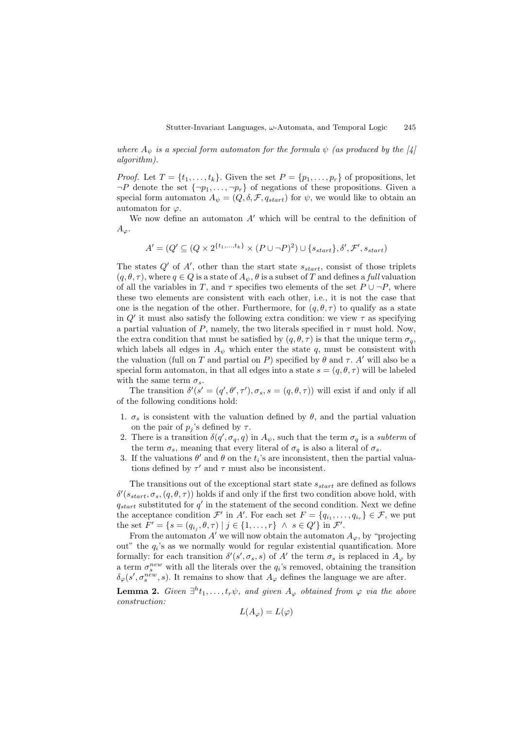*where $A_\psi$ is a special form automaton for the formula $\psi$ (as produced by the [4] algorithm).*

*Proof.* Let $T = \{t_1, \ldots, t_k\}$. Given the set $P = \{p_1, \ldots, p_r\}$ of propositions, let $\neg P$ denote the set $\{\neg p_1, \ldots, \neg p_r\}$ of negations of these propositions. Given a special form automaton $A_\psi = (Q, \delta, \mathcal{F}, q_{start})$ for $\psi$, we would like to obtain an automaton for $\varphi$.

We now define an automaton $A'$ which will be central to the definition of $A_\varphi$.

$$A' = (Q' \subseteq (Q \times 2^{\{t_1,\ldots,t_k\}} \times (P \cup \neg P)^2) \cup \{s_{start}\}, \delta', \mathcal{F}', s_{start})$$

The states $Q'$ of $A'$, other than the start state $s_{start}$, consist of those triplets $(q, \theta, \tau)$, where $q \in Q$ is a state of $A_\psi$, $\theta$ is a subset of $T$ and defines a *full* valuation of all the variables in $T$, and $\tau$ specifies two elements of the set $P \cup \neg P$, where these two elements are consistent with each other, i.e., it is not the case that one is the negation of the other. Furthermore, for $(q, \theta, \tau)$ to qualify as a state in $Q'$ it must also satisfy the following extra condition: we view $\tau$ as specifying a partial valuation of $P$, namely, the two literals specified in $\tau$ must hold. Now, the extra condition that must be satisfied by $(q, \theta, \tau)$ is that the unique term $\sigma_q$, which labels all edges in $A_\psi$ which enter the state $q$, must be consistent with the valuation (full on $T$ and partial on $P$) specified by $\theta$ and $\tau$. $A'$ will also be a special form automaton, in that all edges into a state $s = (q, \theta, \tau)$ will be labeled with the same term $\sigma_s$.

The transition $\delta'(s' = (q', \theta', \tau'), \sigma_s, s = (q, \theta, \tau))$ will exist if and only if all of the following conditions hold:

1. $\sigma_s$ is consistent with the valuation defined by $\theta$, and the partial valuation on the pair of $p_j$'s defined by $\tau$.
2. There is a transition $\delta(q', \sigma_q, q)$ in $A_\psi$, such that the term $\sigma_q$ is a *subterm* of the term $\sigma_s$, meaning that every literal of $\sigma_q$ is also a literal of $\sigma_s$.
3. If the valuations $\theta'$ and $\theta$ on the $t_i$'s are inconsistent, then the partial valuations defined by $\tau'$ and $\tau$ must also be inconsistent.

The transitions out of the exceptional start state $s_{start}$ are defined as follows $\delta'(s_{start}, \sigma_s, (q, \theta, \tau))$ holds if and only if the first two condition above hold, with $q_{start}$ substituted for $q'$ in the statement of the second condition. Next we define the acceptance condition $\mathcal{F}'$ in $A'$. For each set $F = \{q_{i_1}, \ldots, q_{i_r}\} \in \mathcal{F}$, we put the set $F' = \{s = (q_{i_j}, \theta, \tau) \mid j \in \{1, \ldots, r\} \ \wedge \ s \in Q'\}$ in $\mathcal{F}'$.

From the automaton $A'$ we will now obtain the automaton $A_\varphi$, by "projecting out" the $q_i$'s as we normally would for regular existential quantification. More formally: for each transition $\delta'(s', \sigma_s, s)$ of $A'$ the term $\sigma_s$ is replaced in $A_\varphi$ by a term $\sigma_s^{new}$ with all the literals over the $q_i$'s removed, obtaining the transition $\delta_\varphi(s', \sigma_s^{new}, s)$. It remains to show that $A_\varphi$ defines the language we are after.

**Lemma 2.** *Given $\exists^h t_1, \ldots, t_r \psi$, and given $A_\varphi$ obtained from $\varphi$ via the above construction:*

$$L(A_\varphi) = L(\varphi)$$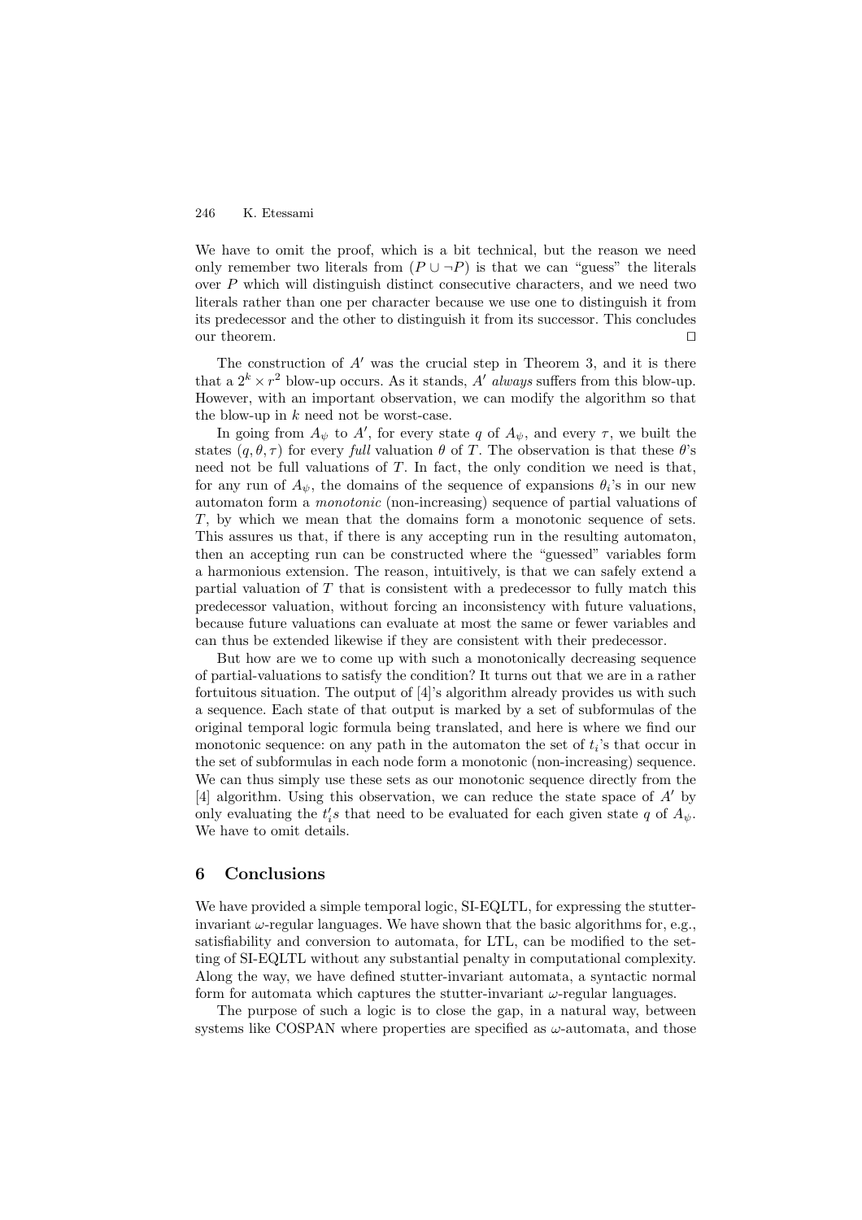We have to omit the proof, which is a bit technical, but the reason we need only remember two literals from $(P \cup \neg P)$ is that we can "guess" the literals over $P$ which will distinguish distinct consecutive characters, and we need two literals rather than one per character because we use one to distinguish it from its predecessor and the other to distinguish it from its successor. This concludes our theorem. ⊓⊔

The construction of $A'$ was the crucial step in Theorem 3, and it is there that a $2^k \times r^2$ blow-up occurs. As it stands, $A'$ *always* suffers from this blow-up. However, with an important observation, we can modify the algorithm so that the blow-up in $k$ need not be worst-case.

In going from $A_\psi$ to $A'$, for every state $q$ of $A_\psi$, and every $\tau$, we built the states $(q, \theta, \tau)$ for every *full* valuation $\theta$ of $T$. The observation is that these $\theta$'s need not be full valuations of $T$. In fact, the only condition we need is that, for any run of $A_\psi$, the domains of the sequence of expansions $\theta_i$'s in our new automaton form a *monotonic* (non-increasing) sequence of partial valuations of $T$, by which we mean that the domains form a monotonic sequence of sets. This assures us that, if there is any accepting run in the resulting automaton, then an accepting run can be constructed where the "guessed" variables form a harmonious extension. The reason, intuitively, is that we can safely extend a partial valuation of $T$ that is consistent with a predecessor to fully match this predecessor valuation, without forcing an inconsistency with future valuations, because future valuations can evaluate at most the same or fewer variables and can thus be extended likewise if they are consistent with their predecessor.

But how are we to come up with such a monotonically decreasing sequence of partial-valuations to satisfy the condition? It turns out that we are in a rather fortuitous situation. The output of [4]'s algorithm already provides us with such a sequence. Each state of that output is marked by a set of subformulas of the original temporal logic formula being translated, and here is where we find our monotonic sequence: on any path in the automaton the set of $t_i$'s that occur in the set of subformulas in each node form a monotonic (non-increasing) sequence. We can thus simply use these sets as our monotonic sequence directly from the [4] algorithm. Using this observation, we can reduce the state space of $A'$ by only evaluating the $t_i'$s that need to be evaluated for each given state $q$ of $A_\psi$. We have to omit details.

## 6 Conclusions

We have provided a simple temporal logic, SI-EQLTL, for expressing the stutter-invariant $\omega$-regular languages. We have shown that the basic algorithms for, e.g., satisfiability and conversion to automata, for LTL, can be modified to the setting of SI-EQLTL without any substantial penalty in computational complexity. Along the way, we have defined stutter-invariant automata, a syntactic normal form for automata which captures the stutter-invariant $\omega$-regular languages.

The purpose of such a logic is to close the gap, in a natural way, between systems like COSPAN where properties are specified as $\omega$-automata, and those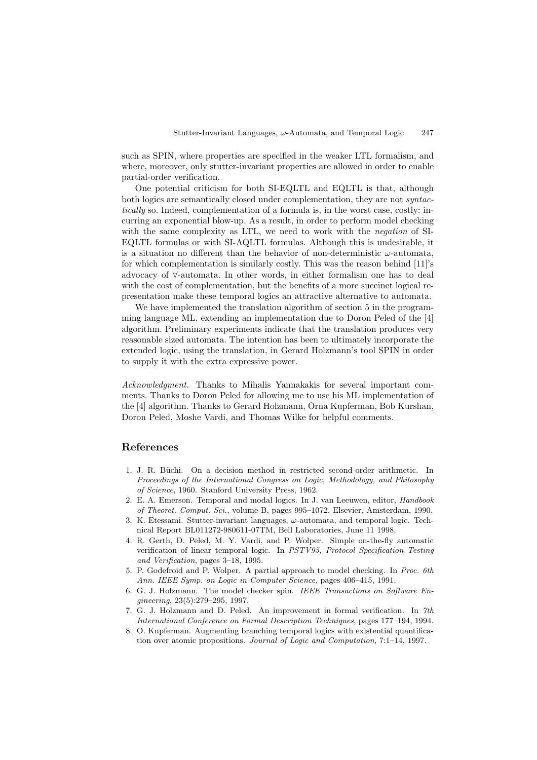such as SPIN, where properties are specified in the weaker LTL formalism, and where, moreover, only stutter-invariant properties are allowed in order to enable partial-order verification.

One potential criticism for both SI-EQLTL and EQLTL is that, although both logics are semantically closed under complementation, they are not *syntactically* so. Indeed, complementation of a formula is, in the worst case, costly: incurring an exponential blow-up. As a result, in order to perform model checking with the same complexity as LTL, we need to work with the *negation* of SI-EQLTL formulas or with SI-AQLTL formulas. Although this is undesirable, it is a situation no different than the behavior of non-deterministic $\omega$-automata, for which complementation is similarly costly. This was the reason behind [11]'s advocacy of $\forall$-automata. In other words, in either formalism one has to deal with the cost of complementation, but the benefits of a more succinct logical representation make these temporal logics an attractive alternative to automata.

We have implemented the translation algorithm of section 5 in the programming language ML, extending an implementation due to Doron Peled of the [4] algorithm. Preliminary experiments indicate that the translation produces very reasonable sized automata. The intention has been to ultimately incorporate the extended logic, using the translation, in Gerard Holzmann's tool SPIN in order to supply it with the extra expressive power.

*Acknowledgment.* Thanks to Mihalis Yannakakis for several important comments. Thanks to Doron Peled for allowing me to use his ML implementation of the [4] algorithm. Thanks to Gerard Holzmann, Orna Kupferman, Bob Kurshan, Doron Peled, Moshe Vardi, and Thomas Wilke for helpful comments.

## References

1. J. R. Büchi. On a decision method in restricted second-order arithmetic. In *Proceedings of the International Congress on Logic, Methodology, and Philosophy of Science*, 1960. Stanford University Press, 1962.
2. E. A. Emerson. Temporal and modal logics. In J. van Leeuwen, editor, *Handbook of Theoret. Comput. Sci.*, volume B, pages 995–1072. Elsevier, Amsterdam, 1990.
3. K. Etessami. Stutter-invariant languages, $\omega$-automata, and temporal logic. Technical Report BL011272-980611-07TM, Bell Laboratories, June 11 1998.
4. R. Gerth, D. Peled, M. Y. Vardi, and P. Wolper. Simple on-the-fly automatic verification of linear temporal logic. In *PSTV95, Protocol Specification Testing and Verification*, pages 3–18, 1995.
5. P. Godefroid and P. Wolper. A partial approach to model checking. In *Proc. 6th Ann. IEEE Symp. on Logic in Computer Science*, pages 406–415, 1991.
6. G. J. Holzmann. The model checker spin. *IEEE Transactions on Software Engineering*, 23(5):279–295, 1997.
7. G. J. Holzmann and D. Peled. An improvement in formal verification. In *7th International Conference on Formal Description Techniques*, pages 177–194, 1994.
8. O. Kupferman. Augmenting branching temporal logics with existential quantification over atomic propositions. *Journal of Logic and Computation*, 7:1–14, 1997.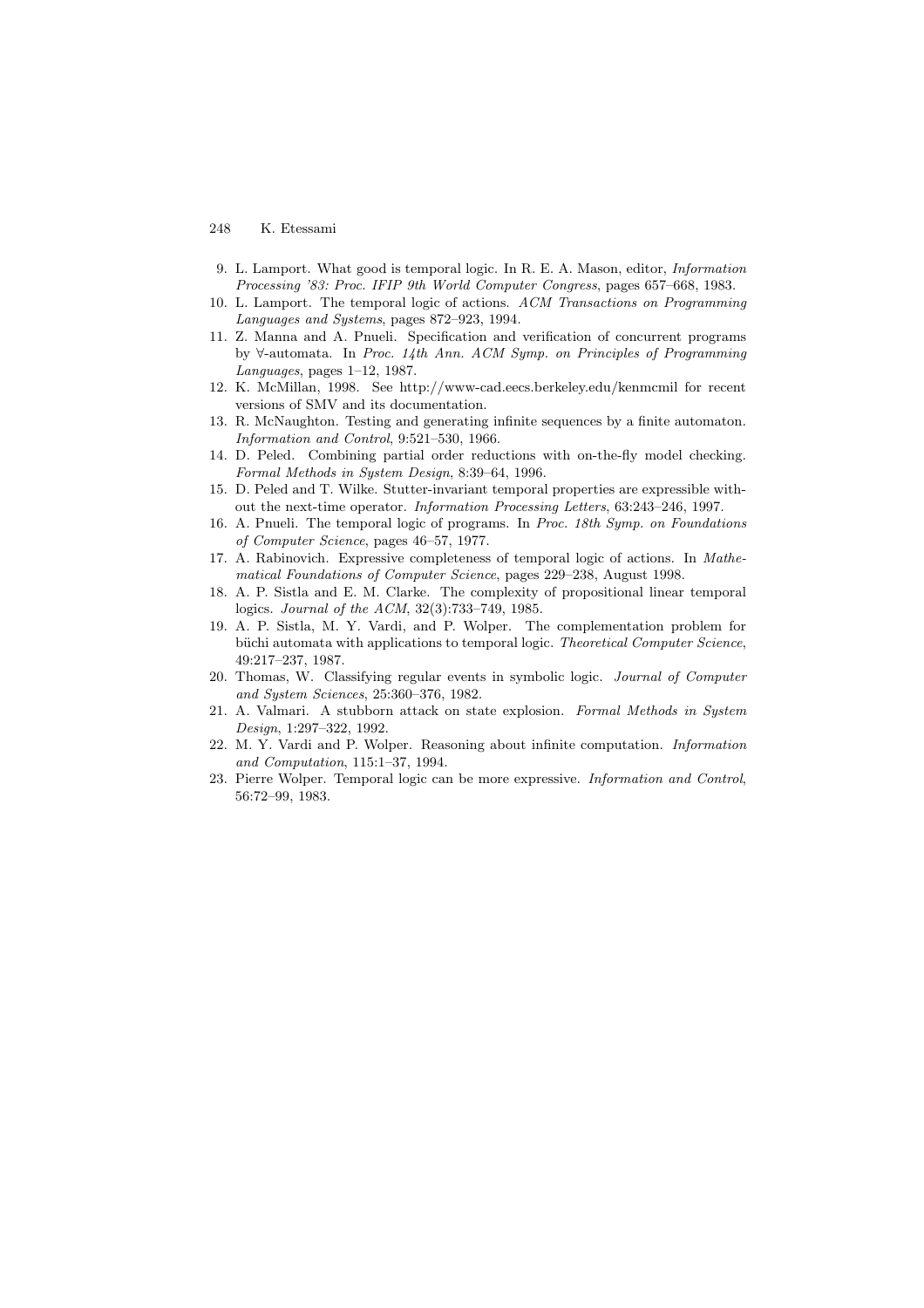9. L. Lamport. What good is temporal logic. In R. E. A. Mason, editor, *Information Processing '83: Proc. IFIP 9th World Computer Congress*, pages 657–668, 1983.
10. L. Lamport. The temporal logic of actions. *ACM Transactions on Programming Languages and Systems*, pages 872–923, 1994.
11. Z. Manna and A. Pnueli. Specification and verification of concurrent programs by ∀-automata. In *Proc. 14th Ann. ACM Symp. on Principles of Programming Languages*, pages 1–12, 1987.
12. K. McMillan, 1998. See http://www-cad.eecs.berkeley.edu/kenmcmil for recent versions of SMV and its documentation.
13. R. McNaughton. Testing and generating infinite sequences by a finite automaton. *Information and Control*, 9:521–530, 1966.
14. D. Peled. Combining partial order reductions with on-the-fly model checking. *Formal Methods in System Design*, 8:39–64, 1996.
15. D. Peled and T. Wilke. Stutter-invariant temporal properties are expressible without the next-time operator. *Information Processing Letters*, 63:243–246, 1997.
16. A. Pnueli. The temporal logic of programs. In *Proc. 18th Symp. on Foundations of Computer Science*, pages 46–57, 1977.
17. A. Rabinovich. Expressive completeness of temporal logic of actions. In *Mathematical Foundations of Computer Science*, pages 229–238, August 1998.
18. A. P. Sistla and E. M. Clarke. The complexity of propositional linear temporal logics. *Journal of the ACM*, 32(3):733–749, 1985.
19. A. P. Sistla, M. Y. Vardi, and P. Wolper. The complementation problem for büchi automata with applications to temporal logic. *Theoretical Computer Science*, 49:217–237, 1987.
20. Thomas, W. Classifying regular events in symbolic logic. *Journal of Computer and System Sciences*, 25:360–376, 1982.
21. A. Valmari. A stubborn attack on state explosion. *Formal Methods in System Design*, 1:297–322, 1992.
22. M. Y. Vardi and P. Wolper. Reasoning about infinite computation. *Information and Computation*, 115:1–37, 1994.
23. Pierre Wolper. Temporal logic can be more expressive. *Information and Control*, 56:72–99, 1983.